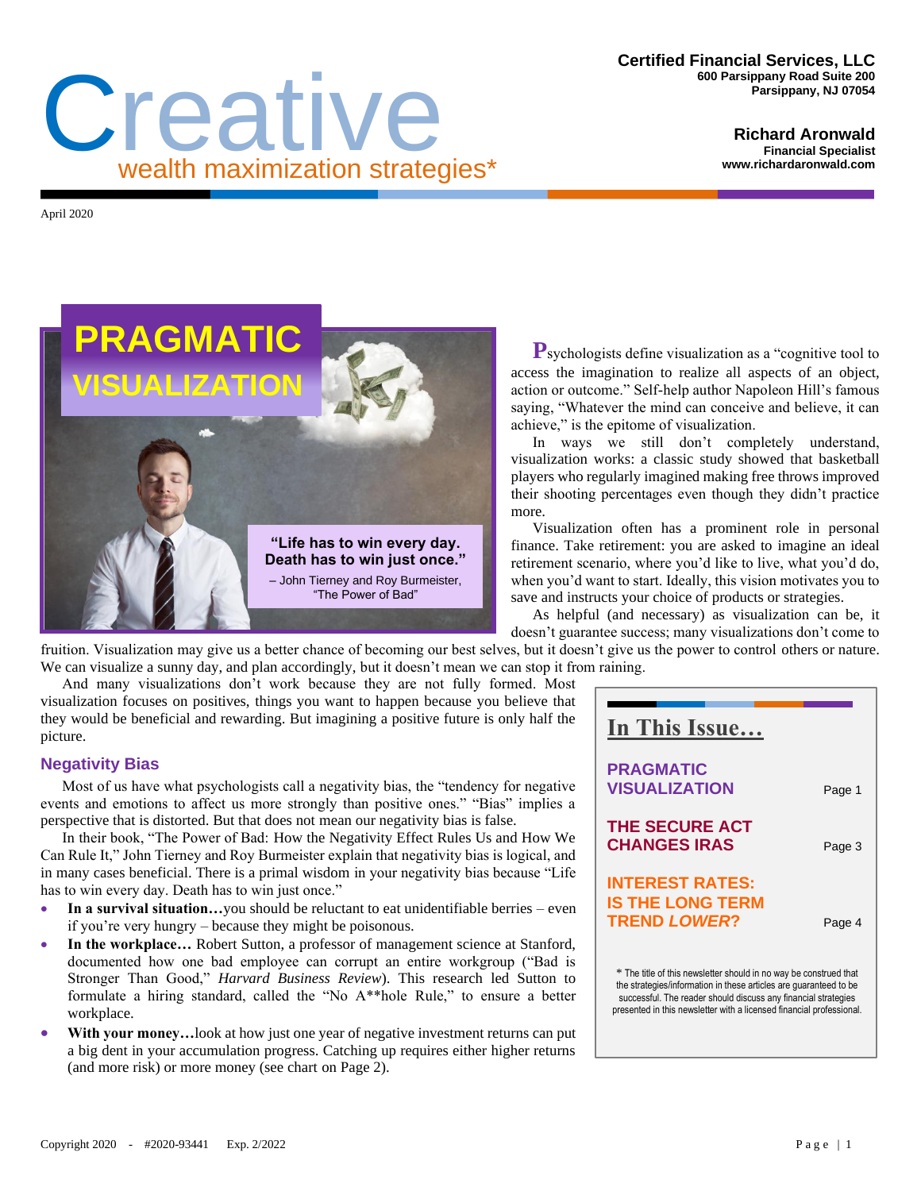# Creative
wealth maximization strategies*

**Certified Financial Services, LLC**
600 Parsippany Road Suite 200
Parsippany, NJ 07054

**Richard Aronwald**
Financial Specialist
www.richardaronwald.com

April 2020

## PRAGMATIC VISUALIZATION

> **"Life has to win every day. Death has to win just once."**
> – John Tierney and Roy Burmeister, "The Power of Bad"

Psychologists define visualization as a "cognitive tool to access the imagination to realize all aspects of an object, action or outcome." Self-help author Napoleon Hill's famous saying, "Whatever the mind can conceive and believe, it can achieve," is the epitome of visualization.

In ways we still don't completely understand, visualization works: a classic study showed that basketball players who regularly imagined making free throws improved their shooting percentages even though they didn't practice more.

Visualization often has a prominent role in personal finance. Take retirement: you are asked to imagine an ideal retirement scenario, where you'd like to live, what you'd do, when you'd want to start. Ideally, this vision motivates you to save and instructs your choice of products or strategies.

As helpful (and necessary) as visualization can be, it doesn't guarantee success; many visualizations don't come to fruition. Visualization may give us a better chance of becoming our best selves, but it doesn't give us the power to control others or nature. We can visualize a sunny day, and plan accordingly, but it doesn't mean we can stop it from raining.

And many visualizations don't work because they are not fully formed. Most visualization focuses on positives, things you want to happen because you believe that they would be beneficial and rewarding. But imagining a positive future is only half the picture.

### Negativity Bias

Most of us have what psychologists call a negativity bias, the "tendency for negative events and emotions to affect us more strongly than positive ones." "Bias" implies a perspective that is distorted. But that does not mean our negativity bias is false.

In their book, "The Power of Bad: How the Negativity Effect Rules Us and How We Can Rule It," John Tierney and Roy Burmeister explain that negativity bias is logical, and in many cases beneficial. There is a primal wisdom in your negativity bias because "Life has to win every day. Death has to win just once."

- **In a survival situation…**you should be reluctant to eat unidentifiable berries – even if you're very hungry – because they might be poisonous.
- **In the workplace…** Robert Sutton, a professor of management science at Stanford, documented how one bad employee can corrupt an entire workgroup ("Bad is Stronger Than Good," *Harvard Business Review*). This research led Sutton to formulate a hiring standard, called the "No A**hole Rule," to ensure a better workplace.
- **With your money…**look at how just one year of negative investment returns can put a big dent in your accumulation progress. Catching up requires either higher returns (and more risk) or more money (see chart on Page 2).

---

**In This Issue…**

| | |
|---|---|
| PRAGMATIC VISUALIZATION | Page 1 |
| THE SECURE ACT CHANGES IRAS | Page 3 |
| INTEREST RATES: IS THE LONG TERM TREND *LOWER*? | Page 4 |

\* The title of this newsletter should in no way be construed that the strategies/information in these articles are guaranteed to be successful. The reader should discuss any financial strategies presented in this newsletter with a licensed financial professional.

Copyright 2020 - #2020-93441 Exp. 2/2022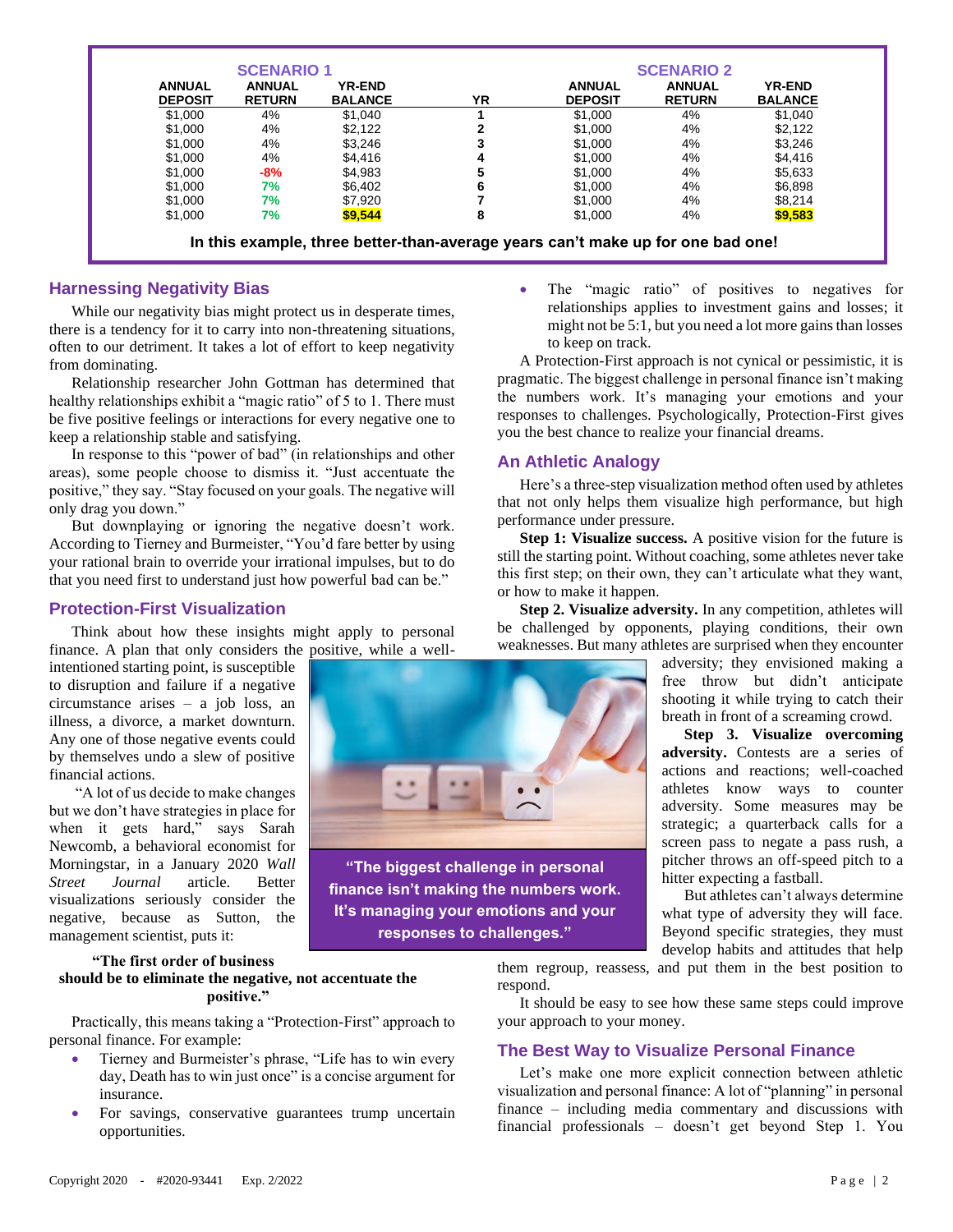| SCENARIO 1 | | | | SCENARIO 2 | | |
|---|---|---|---|---|---|---|
| ANNUAL DEPOSIT | ANNUAL RETURN | YR-END BALANCE | YR | ANNUAL DEPOSIT | ANNUAL RETURN | YR-END BALANCE |
| $1,000 | 4% | $1,040 | 1 | $1,000 | 4% | $1,040 |
| $1,000 | 4% | $2,122 | 2 | $1,000 | 4% | $2,122 |
| $1,000 | 4% | $3,246 | 3 | $1,000 | 4% | $3,246 |
| $1,000 | 4% | $4,416 | 4 | $1,000 | 4% | $4,416 |
| $1,000 | -8% | $4,983 | 5 | $1,000 | 4% | $5,633 |
| $1,000 | 7% | $6,402 | 6 | $1,000 | 4% | $6,898 |
| $1,000 | 7% | $7,920 | 7 | $1,000 | 4% | $8,214 |
| $1,000 | 7% | **$9,544** | 8 | $1,000 | 4% | **$9,583** |

**In this example, three better-than-average years can't make up for one bad one!**

## Harnessing Negativity Bias

While our negativity bias might protect us in desperate times, there is a tendency for it to carry into non-threatening situations, often to our detriment. It takes a lot of effort to keep negativity from dominating.

Relationship researcher John Gottman has determined that healthy relationships exhibit a "magic ratio" of 5 to 1. There must be five positive feelings or interactions for every negative one to keep a relationship stable and satisfying.

In response to this "power of bad" (in relationships and other areas), some people choose to dismiss it. "Just accentuate the positive," they say. "Stay focused on your goals. The negative will only drag you down."

But downplaying or ignoring the negative doesn't work. According to Tierney and Burmeister, "You'd fare better by using your rational brain to override your irrational impulses, but to do that you need first to understand just how powerful bad can be."

## Protection-First Visualization

Think about how these insights might apply to personal finance. A plan that only considers the positive, while a well-intentioned starting point, is susceptible to disruption and failure if a negative circumstance arises – a job loss, an illness, a divorce, a market downturn. Any one of those negative events could by themselves undo a slew of positive financial actions.

"A lot of us decide to make changes but we don't have strategies in place for when it gets hard," says Sarah Newcomb, a behavioral economist for Morningstar, in a January 2020 *Wall Street Journal* article. Better visualizations seriously consider the negative, because as Sutton, the management scientist, puts it:

**"The first order of business should be to eliminate the negative, not accentuate the positive."**

Practically, this means taking a "Protection-First" approach to personal finance. For example:

- Tierney and Burmeister's phrase, "Life has to win every day, Death has to win just once" is a concise argument for insurance.
- For savings, conservative guarantees trump uncertain opportunities.
- The "magic ratio" of positives to negatives for relationships applies to investment gains and losses; it might not be 5:1, but you need a lot more gains than losses to keep on track.

A Protection-First approach is not cynical or pessimistic, it is pragmatic. The biggest challenge in personal finance isn't making the numbers work. It's managing your emotions and your responses to challenges. Psychologically, Protection-First gives you the best chance to realize your financial dreams.

**"The biggest challenge in personal finance isn't making the numbers work. It's managing your emotions and your responses to challenges."**

## An Athletic Analogy

Here's a three-step visualization method often used by athletes that not only helps them visualize high performance, but high performance under pressure.

**Step 1: Visualize success.** A positive vision for the future is still the starting point. Without coaching, some athletes never take this first step; on their own, they can't articulate what they want, or how to make it happen.

**Step 2. Visualize adversity.** In any competition, athletes will be challenged by opponents, playing conditions, their own weaknesses. But many athletes are surprised when they encounter adversity; they envisioned making a free throw but didn't anticipate shooting it while trying to catch their breath in front of a screaming crowd.

**Step 3. Visualize overcoming adversity.** Contests are a series of actions and reactions; well-coached athletes know ways to counter adversity. Some measures may be strategic; a quarterback calls for a screen pass to negate a pass rush, a pitcher throws an off-speed pitch to a hitter expecting a fastball.

But athletes can't always determine what type of adversity they will face. Beyond specific strategies, they must develop habits and attitudes that help them regroup, reassess, and put them in the best position to respond.

It should be easy to see how these same steps could improve your approach to your money.

## The Best Way to Visualize Personal Finance

Let's make one more explicit connection between athletic visualization and personal finance: A lot of "planning" in personal finance – including media commentary and discussions with financial professionals – doesn't get beyond Step 1. You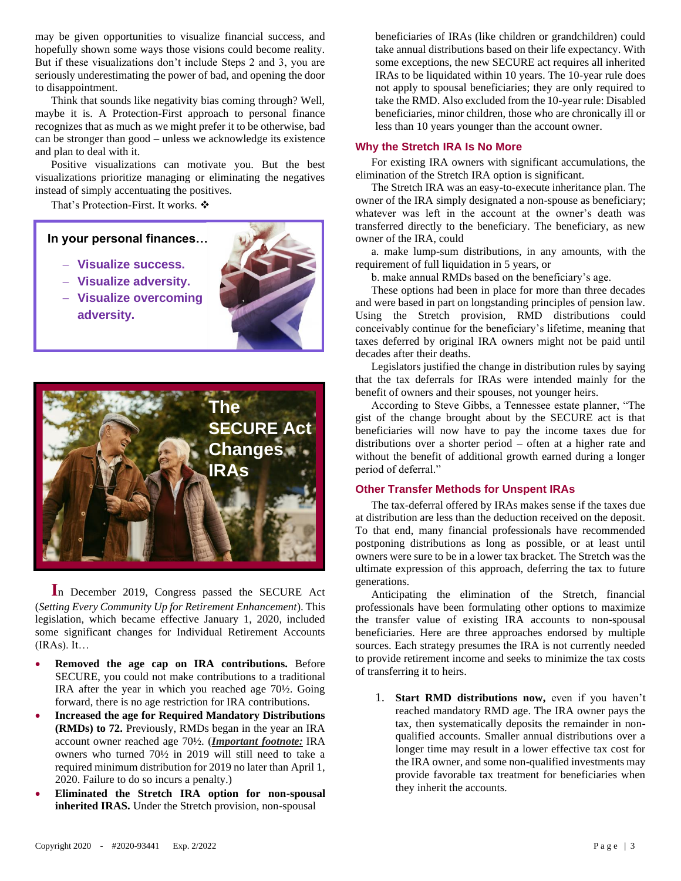may be given opportunities to visualize financial success, and hopefully shown some ways those visions could become reality. But if these visualizations don't include Steps 2 and 3, you are seriously underestimating the power of bad, and opening the door to disappointment.

Think that sounds like negativity bias coming through? Well, maybe it is. A Protection-First approach to personal finance recognizes that as much as we might prefer it to be otherwise, bad can be stronger than good – unless we acknowledge its existence and plan to deal with it.

Positive visualizations can motivate you. But the best visualizations prioritize managing or eliminating the negatives instead of simply accentuating the positives.

That's Protection-First. It works. ❖

**In your personal finances…**

- **Visualize success.**
- **Visualize adversity.**
- **Visualize overcoming adversity.**

## The SECURE Act Changes IRAs

In December 2019, Congress passed the SECURE Act (*Setting Every Community Up for Retirement Enhancement*). This legislation, which became effective January 1, 2020, included some significant changes for Individual Retirement Accounts (IRAs). It…

- **Removed the age cap on IRA contributions.** Before SECURE, you could not make contributions to a traditional IRA after the year in which you reached age 70½. Going forward, there is no age restriction for IRA contributions.
- **Increased the age for Required Mandatory Distributions (RMDs) to 72.** Previously, RMDs began in the year an IRA account owner reached age 70½. (***Important footnote:*** IRA owners who turned 70½ in 2019 will still need to take a required minimum distribution for 2019 no later than April 1, 2020. Failure to do so incurs a penalty.)
- **Eliminated the Stretch IRA option for non-spousal inherited IRAS.** Under the Stretch provision, non-spousal beneficiaries of IRAs (like children or grandchildren) could take annual distributions based on their life expectancy. With some exceptions, the new SECURE act requires all inherited IRAs to be liquidated within 10 years. The 10-year rule does not apply to spousal beneficiaries; they are only required to take the RMD. Also excluded from the 10-year rule: Disabled beneficiaries, minor children, those who are chronically ill or less than 10 years younger than the account owner.

### Why the Stretch IRA Is No More

For existing IRA owners with significant accumulations, the elimination of the Stretch IRA option is significant.

The Stretch IRA was an easy-to-execute inheritance plan. The owner of the IRA simply designated a non-spouse as beneficiary; whatever was left in the account at the owner's death was transferred directly to the beneficiary. The beneficiary, as new owner of the IRA, could

a. make lump-sum distributions, in any amounts, with the requirement of full liquidation in 5 years, or

b. make annual RMDs based on the beneficiary's age.

These options had been in place for more than three decades and were based in part on longstanding principles of pension law. Using the Stretch provision, RMD distributions could conceivably continue for the beneficiary's lifetime, meaning that taxes deferred by original IRA owners might not be paid until decades after their deaths.

Legislators justified the change in distribution rules by saying that the tax deferrals for IRAs were intended mainly for the benefit of owners and their spouses, not younger heirs.

According to Steve Gibbs, a Tennessee estate planner, "The gist of the change brought about by the SECURE act is that beneficiaries will now have to pay the income taxes due for distributions over a shorter period – often at a higher rate and without the benefit of additional growth earned during a longer period of deferral."

### Other Transfer Methods for Unspent IRAs

The tax-deferral offered by IRAs makes sense if the taxes due at distribution are less than the deduction received on the deposit. To that end, many financial professionals have recommended postponing distributions as long as possible, or at least until owners were sure to be in a lower tax bracket. The Stretch was the ultimate expression of this approach, deferring the tax to future generations.

Anticipating the elimination of the Stretch, financial professionals have been formulating other options to maximize the transfer value of existing IRA accounts to non-spousal beneficiaries. Here are three approaches endorsed by multiple sources. Each strategy presumes the IRA is not currently needed to provide retirement income and seeks to minimize the tax costs of transferring it to heirs.

1. **Start RMD distributions now,** even if you haven't reached mandatory RMD age. The IRA owner pays the tax, then systematically deposits the remainder in non-qualified accounts. Smaller annual distributions over a longer time may result in a lower effective tax cost for the IRA owner, and some non-qualified investments may provide favorable tax treatment for beneficiaries when they inherit the accounts.

Copyright 2020 - #2020-93441 Exp. 2/2022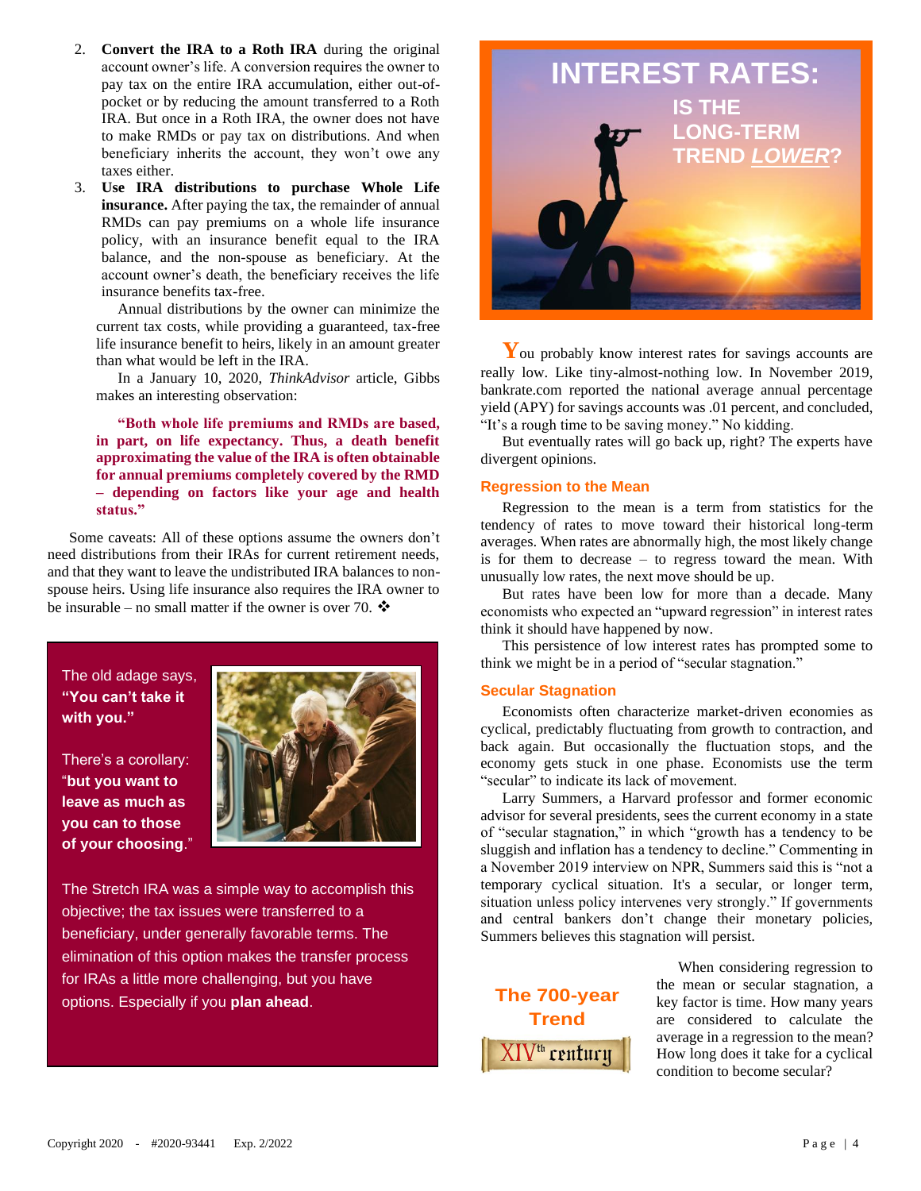2. **Convert the IRA to a Roth IRA** during the original account owner's life. A conversion requires the owner to pay tax on the entire IRA accumulation, either out-of-pocket or by reducing the amount transferred to a Roth IRA. But once in a Roth IRA, the owner does not have to make RMDs or pay tax on distributions. And when beneficiary inherits the account, they won't owe any taxes either.
3. **Use IRA distributions to purchase Whole Life insurance.** After paying the tax, the remainder of annual RMDs can pay premiums on a whole life insurance policy, with an insurance benefit equal to the IRA balance, and the non-spouse as beneficiary. At the account owner's death, the beneficiary receives the life insurance benefits tax-free.

   Annual distributions by the owner can minimize the current tax costs, while providing a guaranteed, tax-free life insurance benefit to heirs, likely in an amount greater than what would be left in the IRA.

   In a January 10, 2020, *ThinkAdvisor* article, Gibbs makes an interesting observation:

   > **"Both whole life premiums and RMDs are based, in part, on life expectancy. Thus, a death benefit approximating the value of the IRA is often obtainable for annual premiums completely covered by the RMD – depending on factors like your age and health status."**

Some caveats: All of these options assume the owners don't need distributions from their IRAs for current retirement needs, and that they want to leave the undistributed IRA balances to non-spouse heirs. Using life insurance also requires the IRA owner to be insurable – no small matter if the owner is over 70. ❖

The old adage says, **"You can't take it with you."**

There's a corollary: "**but you want to leave as much as you can to those of your choosing**."

The Stretch IRA was a simple way to accomplish this objective; the tax issues were transferred to a beneficiary, under generally favorable terms. The elimination of this option makes the transfer process for IRAs a little more challenging, but you have options. Especially if you **plan ahead**.

# INTEREST RATES: IS THE LONG-TERM TREND *LOWER*?

You probably know interest rates for savings accounts are really low. Like tiny-almost-nothing low. In November 2019, bankrate.com reported the national average annual percentage yield (APY) for savings accounts was .01 percent, and concluded, "It's a rough time to be saving money." No kidding.

But eventually rates will go back up, right? The experts have divergent opinions.

## Regression to the Mean

Regression to the mean is a term from statistics for the tendency of rates to move toward their historical long-term averages. When rates are abnormally high, the most likely change is for them to decrease – to regress toward the mean. With unusually low rates, the next move should be up.

But rates have been low for more than a decade. Many economists who expected an "upward regression" in interest rates think it should have happened by now.

This persistence of low interest rates has prompted some to think we might be in a period of "secular stagnation."

## Secular Stagnation

Economists often characterize market-driven economies as cyclical, predictably fluctuating from growth to contraction, and back again. But occasionally the fluctuation stops, and the economy gets stuck in one phase. Economists use the term "secular" to indicate its lack of movement.

Larry Summers, a Harvard professor and former economic advisor for several presidents, sees the current economy in a state of "secular stagnation," in which "growth has a tendency to be sluggish and inflation has a tendency to decline." Commenting in a November 2019 interview on NPR, Summers said this is "not a temporary cyclical situation. It's a secular, or longer term, situation unless policy intervenes very strongly." If governments and central bankers don't change their monetary policies, Summers believes this stagnation will persist.

## The 700-year Trend

XIV[th] century

When considering regression to the mean or secular stagnation, a key factor is time. How many years are considered to calculate the average in a regression to the mean? How long does it take for a cyclical condition to become secular?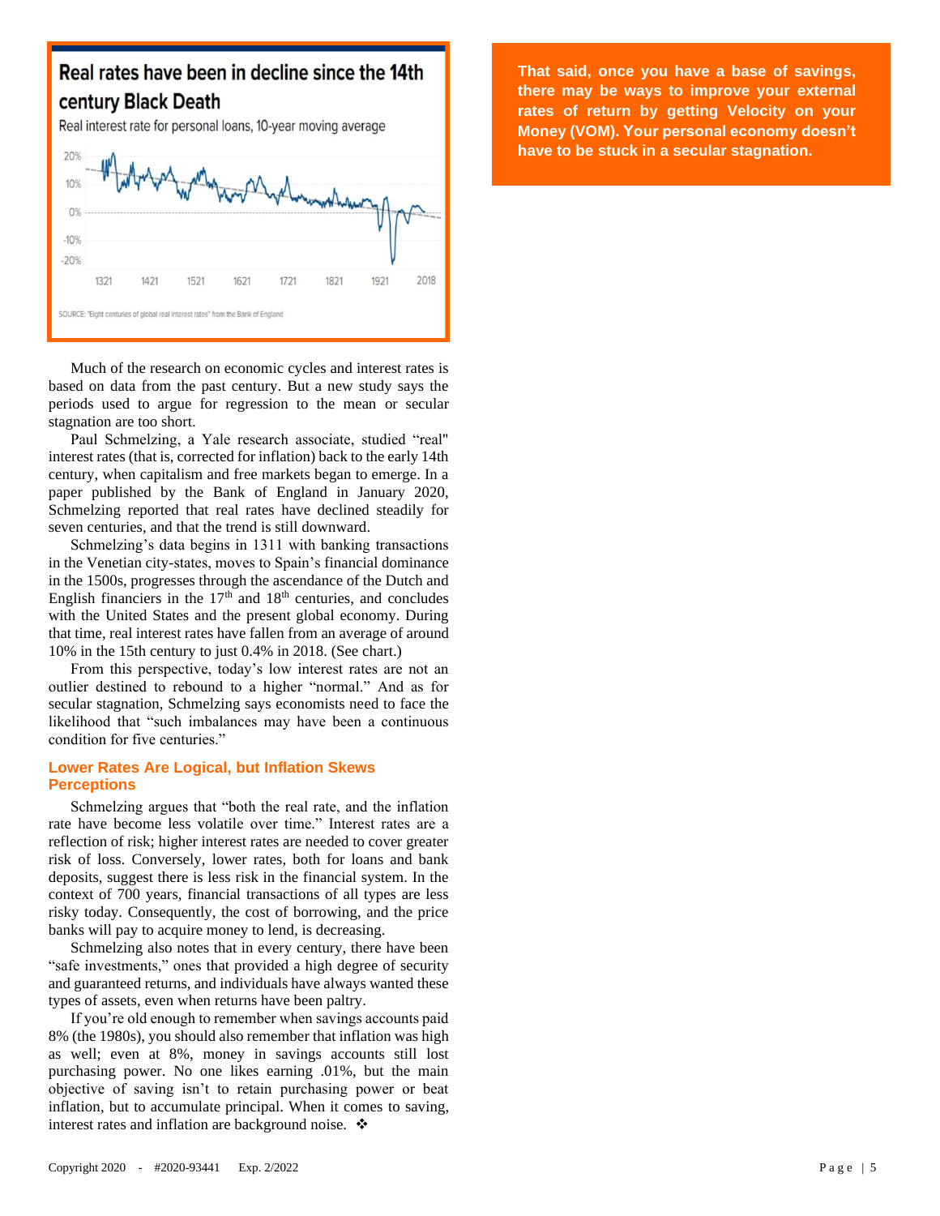**Real rates have been in decline since the 14th century Black Death**

Real interest rate for personal loans, 10-year moving average

SOURCE: "Eight centuries of global real interest rates" from the Bank of England

Much of the research on economic cycles and interest rates is based on data from the past century. But a new study says the periods used to argue for regression to the mean or secular stagnation are too short.

Paul Schmelzing, a Yale research associate, studied "real" interest rates (that is, corrected for inflation) back to the early 14th century, when capitalism and free markets began to emerge. In a paper published by the Bank of England in January 2020, Schmelzing reported that real rates have declined steadily for seven centuries, and that the trend is still downward.

Schmelzing's data begins in 1311 with banking transactions in the Venetian city-states, moves to Spain's financial dominance in the 1500s, progresses through the ascendance of the Dutch and English financiers in the 17th and 18th centuries, and concludes with the United States and the present global economy. During that time, real interest rates have fallen from an average of around 10% in the 15th century to just 0.4% in 2018. (See chart.)

From this perspective, today's low interest rates are not an outlier destined to rebound to a higher "normal." And as for secular stagnation, Schmelzing says economists need to face the likelihood that "such imbalances may have been a continuous condition for five centuries."

## Lower Rates Are Logical, but Inflation Skews Perceptions

Schmelzing argues that "both the real rate, and the inflation rate have become less volatile over time." Interest rates are a reflection of risk; higher interest rates are needed to cover greater risk of loss. Conversely, lower rates, both for loans and bank deposits, suggest there is less risk in the financial system. In the context of 700 years, financial transactions of all types are less risky today. Consequently, the cost of borrowing, and the price banks will pay to acquire money to lend, is decreasing.

Schmelzing also notes that in every century, there have been "safe investments," ones that provided a high degree of security and guaranteed returns, and individuals have always wanted these types of assets, even when returns have been paltry.

If you're old enough to remember when savings accounts paid 8% (the 1980s), you should also remember that inflation was high as well; even at 8%, money in savings accounts still lost purchasing power. No one likes earning .01%, but the main objective of saving isn't to retain purchasing power or beat inflation, but to accumulate principal. When it comes to saving, interest rates and inflation are background noise. ❖

**That said, once you have a base of savings, there may be ways to improve your external rates of return by getting Velocity on your Money (VOM). Your personal economy doesn't have to be stuck in a secular stagnation.**

Copyright 2020 - #2020-93441 Exp. 2/2022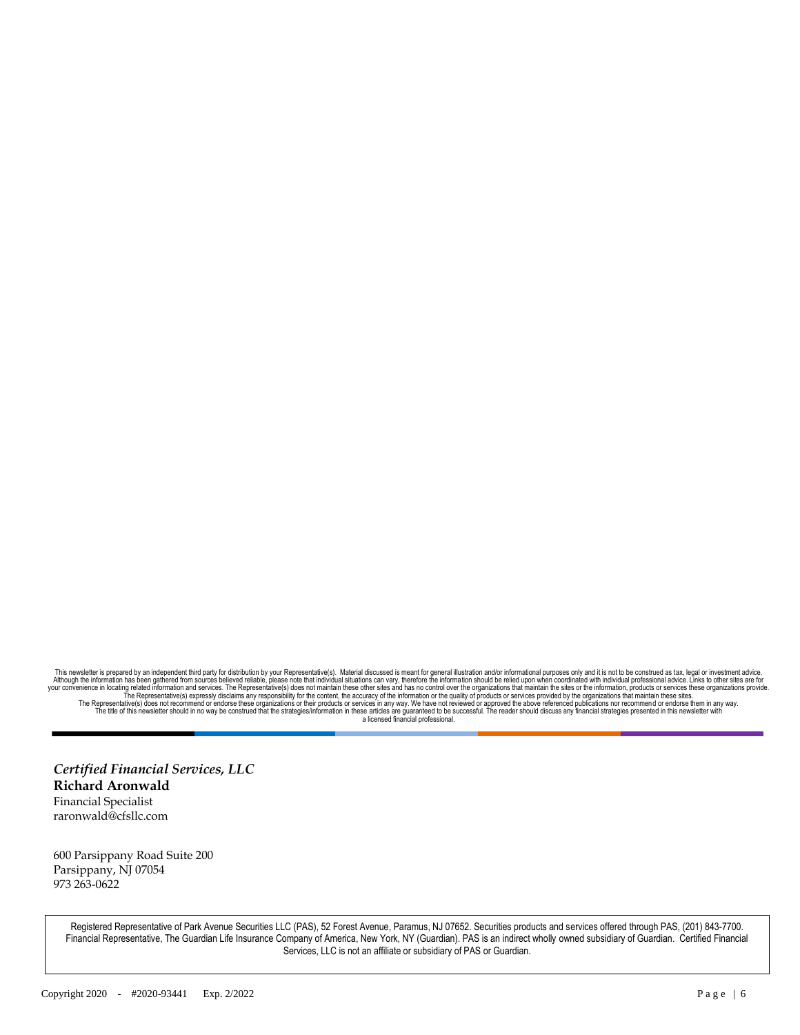This newsletter is prepared by an independent third party for distribution by your Representative(s). Material discussed is meant for general illustration and/or informational purposes only and it is not to be construed as tax, legal or investment advice. Although the information has been gathered from sources believed reliable, please note that individual situations can vary, therefore the information should be relied upon when coordinated with individual professional advice. Links to other sites are for your convenience in locating related information and services. The Representative(s) does not maintain these other sites and has no control over the organizations that maintain the sites or the information, products or services these organizations provide. The Representative(s) expressly disclaims any responsibility for the content, the accuracy of the information or the quality of products or services provided by the organizations that maintain these sites. The Representative(s) does not recommend or endorse these organizations or their products or services in any way. We have not reviewed or approved the above referenced publications nor recommend or endorse them in any way. The title of this newsletter should in no way be construed that the strategies/information in these articles are guaranteed to be successful. The reader should discuss any financial strategies presented in this newsletter with a licensed financial professional.

***Certified Financial Services, LLC***
**Richard Aronwald**
Financial Specialist
raronwald@cfsllc.com

600 Parsippany Road Suite 200
Parsippany, NJ 07054
973 263-0622

Registered Representative of Park Avenue Securities LLC (PAS), 52 Forest Avenue, Paramus, NJ 07652. Securities products and services offered through PAS, (201) 843-7700. Financial Representative, The Guardian Life Insurance Company of America, New York, NY (Guardian). PAS is an indirect wholly owned subsidiary of Guardian. Certified Financial Services, LLC is not an affiliate or subsidiary of PAS or Guardian.

Copyright 2020 - #2020-93441 Exp. 2/2022